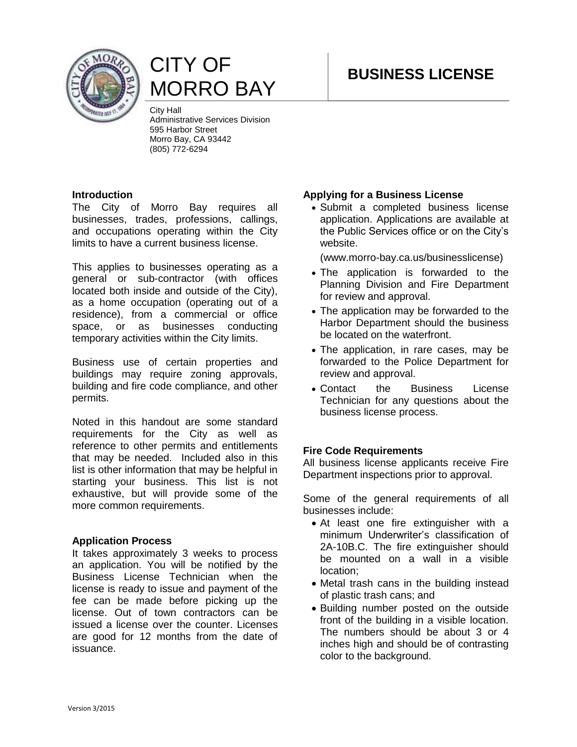# CITY OF MORRO BAY

City Hall
Administrative Services Division
595 Harbor Street
Morro Bay, CA 93442
(805) 772-6294

# BUSINESS LICENSE

**Introduction**

The City of Morro Bay requires all businesses, trades, professions, callings, and occupations operating within the City limits to have a current business license.

This applies to businesses operating as a general or sub-contractor (with offices located both inside and outside of the City), as a home occupation (operating out of a residence), from a commercial or office space, or as businesses conducting temporary activities within the City limits.

Business use of certain properties and buildings may require zoning approvals, building and fire code compliance, and other permits.

Noted in this handout are some standard requirements for the City as well as reference to other permits and entitlements that may be needed. Included also in this list is other information that may be helpful in starting your business. This list is not exhaustive, but will provide some of the more common requirements.

**Application Process**

It takes approximately 3 weeks to process an application. You will be notified by the Business License Technician when the license is ready to issue and payment of the fee can be made before picking up the license. Out of town contractors can be issued a license over the counter. Licenses are good for 12 months from the date of issuance.

**Applying for a Business License**

- Submit a completed business license application. Applications are available at the Public Services office or on the City's website.

  (www.morro-bay.ca.us/businesslicense)
- The application is forwarded to the Planning Division and Fire Department for review and approval.
- The application may be forwarded to the Harbor Department should the business be located on the waterfront.
- The application, in rare cases, may be forwarded to the Police Department for review and approval.
- Contact the Business License Technician for any questions about the business license process.

**Fire Code Requirements**

All business license applicants receive Fire Department inspections prior to approval.

Some of the general requirements of all businesses include:

- At least one fire extinguisher with a minimum Underwriter's classification of 2A-10B.C. The fire extinguisher should be mounted on a wall in a visible location;
- Metal trash cans in the building instead of plastic trash cans; and
- Building number posted on the outside front of the building in a visible location. The numbers should be about 3 or 4 inches high and should be of contrasting color to the background.

Version 3/2015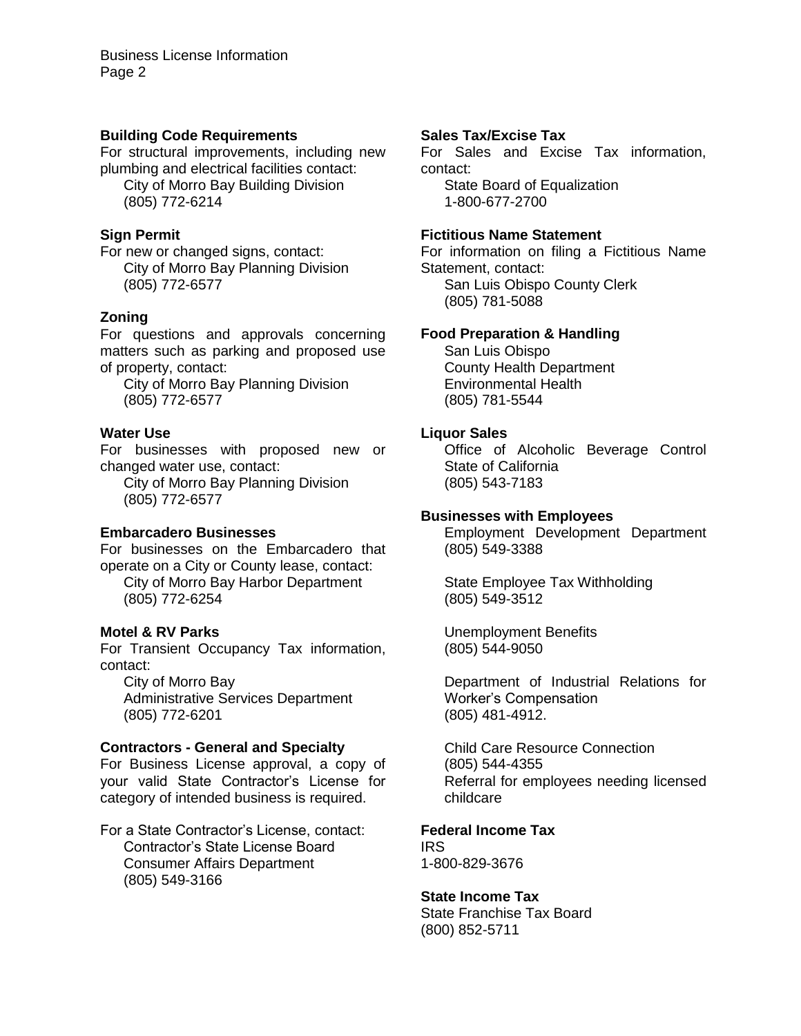### Building Code Requirements

For structural improvements, including new plumbing and electrical facilities contact:

City of Morro Bay Building Division
(805) 772-6214

### Sign Permit

For new or changed signs, contact:

City of Morro Bay Planning Division
(805) 772-6577

### Zoning

For questions and approvals concerning matters such as parking and proposed use of property, contact:

City of Morro Bay Planning Division
(805) 772-6577

### Water Use

For businesses with proposed new or changed water use, contact:

City of Morro Bay Planning Division
(805) 772-6577

### Embarcadero Businesses

For businesses on the Embarcadero that operate on a City or County lease, contact:

City of Morro Bay Harbor Department
(805) 772-6254

### Motel & RV Parks

For Transient Occupancy Tax information, contact:

City of Morro Bay
Administrative Services Department
(805) 772-6201

### Contractors - General and Specialty

For Business License approval, a copy of your valid State Contractor's License for category of intended business is required.

For a State Contractor's License, contact:

Contractor's State License Board
Consumer Affairs Department
(805) 549-3166

### Sales Tax/Excise Tax

For Sales and Excise Tax information, contact:

State Board of Equalization
1-800-677-2700

### Fictitious Name Statement

For information on filing a Fictitious Name Statement, contact:

San Luis Obispo County Clerk
(805) 781-5088

### Food Preparation & Handling

San Luis Obispo
County Health Department
Environmental Health
(805) 781-5544

### Liquor Sales

Office of Alcoholic Beverage Control
State of California
(805) 543-7183

### Businesses with Employees

Employment Development Department
(805) 549-3388

State Employee Tax Withholding
(805) 549-3512

Unemployment Benefits
(805) 544-9050

Department of Industrial Relations for Worker's Compensation
(805) 481-4912.

Child Care Resource Connection
(805) 544-4355
Referral for employees needing licensed childcare

### Federal Income Tax

IRS
1-800-829-3676

### State Income Tax

State Franchise Tax Board
(800) 852-5711